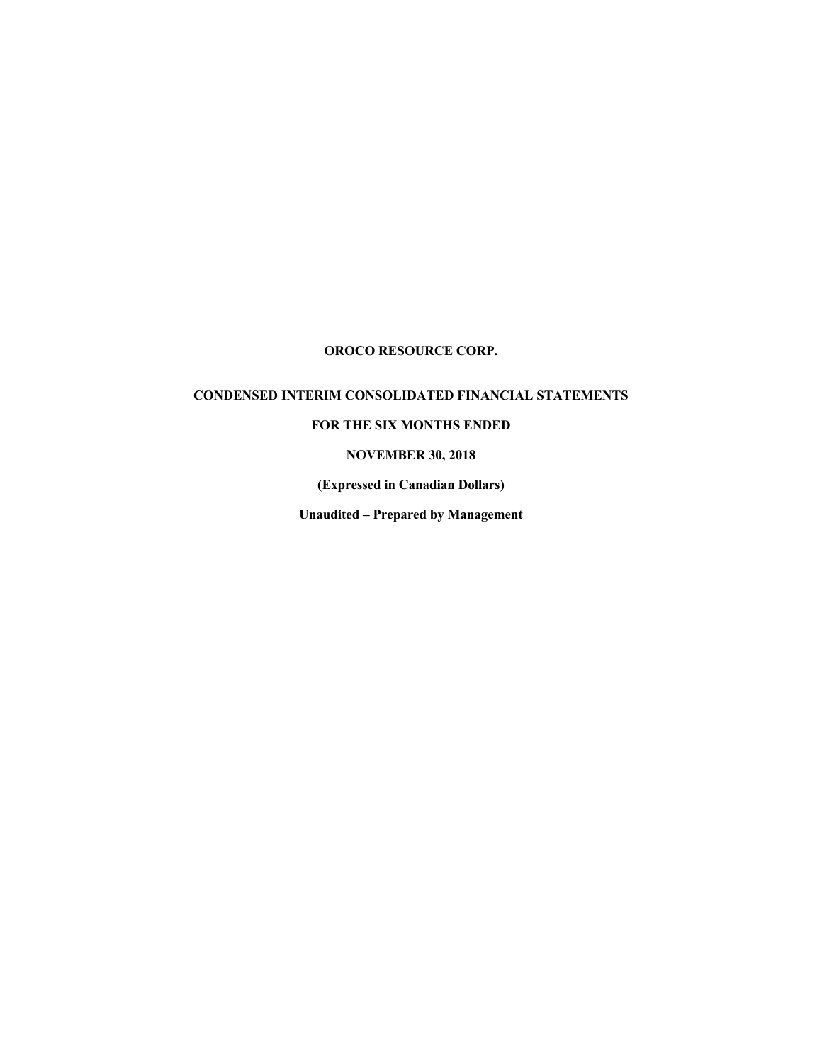**OROCO RESOURCE CORP.**

**CONDENSED INTERIM CONSOLIDATED FINANCIAL STATEMENTS**

**FOR THE SIX MONTHS ENDED**

**NOVEMBER 30, 2018**

**(Expressed in Canadian Dollars)**

**Unaudited – Prepared by Management**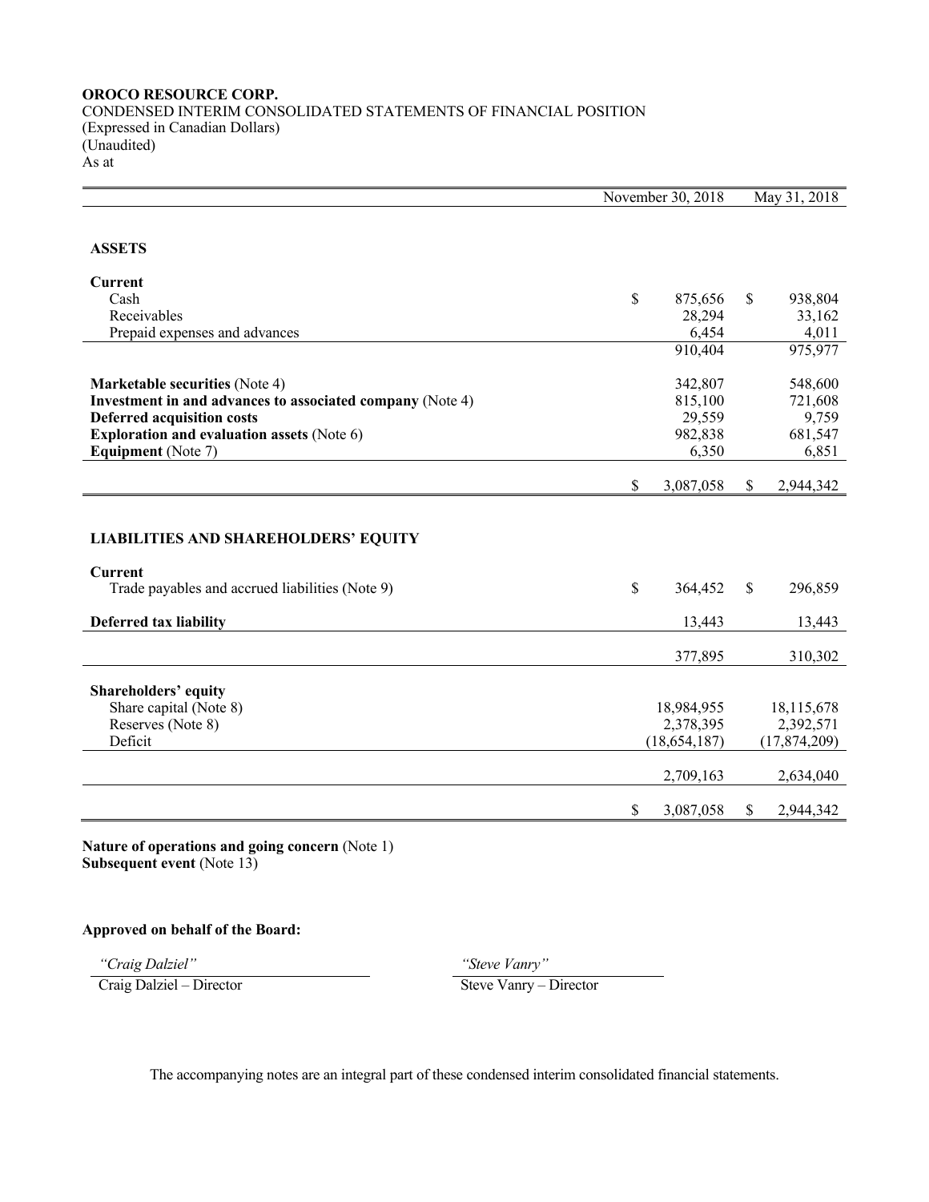**OROCO RESOURCE CORP.**
CONDENSED INTERIM CONSOLIDATED STATEMENTS OF FINANCIAL POSITION
(Expressed in Canadian Dollars)
(Unaudited)
As at

| | November 30, 2018 | May 31, 2018 |
|---|---|---|
| **ASSETS** | | |
| **Current** | | |
| Cash | $ 875,656 | $ 938,804 |
| Receivables | 28,294 | 33,162 |
| Prepaid expenses and advances | 6,454 | 4,011 |
| | 910,404 | 975,977 |
| **Marketable securities** (Note 4) | 342,807 | 548,600 |
| **Investment in and advances to associated company** (Note 4) | 815,100 | 721,608 |
| **Deferred acquisition costs** | 29,559 | 9,759 |
| **Exploration and evaluation assets** (Note 6) | 982,838 | 681,547 |
| **Equipment** (Note 7) | 6,350 | 6,851 |
| | $ 3,087,058 | $ 2,944,342 |
| **LIABILITIES AND SHAREHOLDERS' EQUITY** | | |
| **Current** | | |
| Trade payables and accrued liabilities (Note 9) | $ 364,452 | $ 296,859 |
| **Deferred tax liability** | 13,443 | 13,443 |
| | 377,895 | 310,302 |
| **Shareholders' equity** | | |
| Share capital (Note 8) | 18,984,955 | 18,115,678 |
| Reserves (Note 8) | 2,378,395 | 2,392,571 |
| Deficit | (18,654,187) | (17,874,209) |
| | 2,709,163 | 2,634,040 |
| | $ 3,087,058 | $ 2,944,342 |

**Nature of operations and going concern** (Note 1)
**Subsequent event** (Note 13)

**Approved on behalf of the Board:**

| *"Craig Dalziel"* | *"Steve Vanry"* |
|---|---|
| Craig Dalziel – Director | Steve Vanry – Director |

The accompanying notes are an integral part of these condensed interim consolidated financial statements.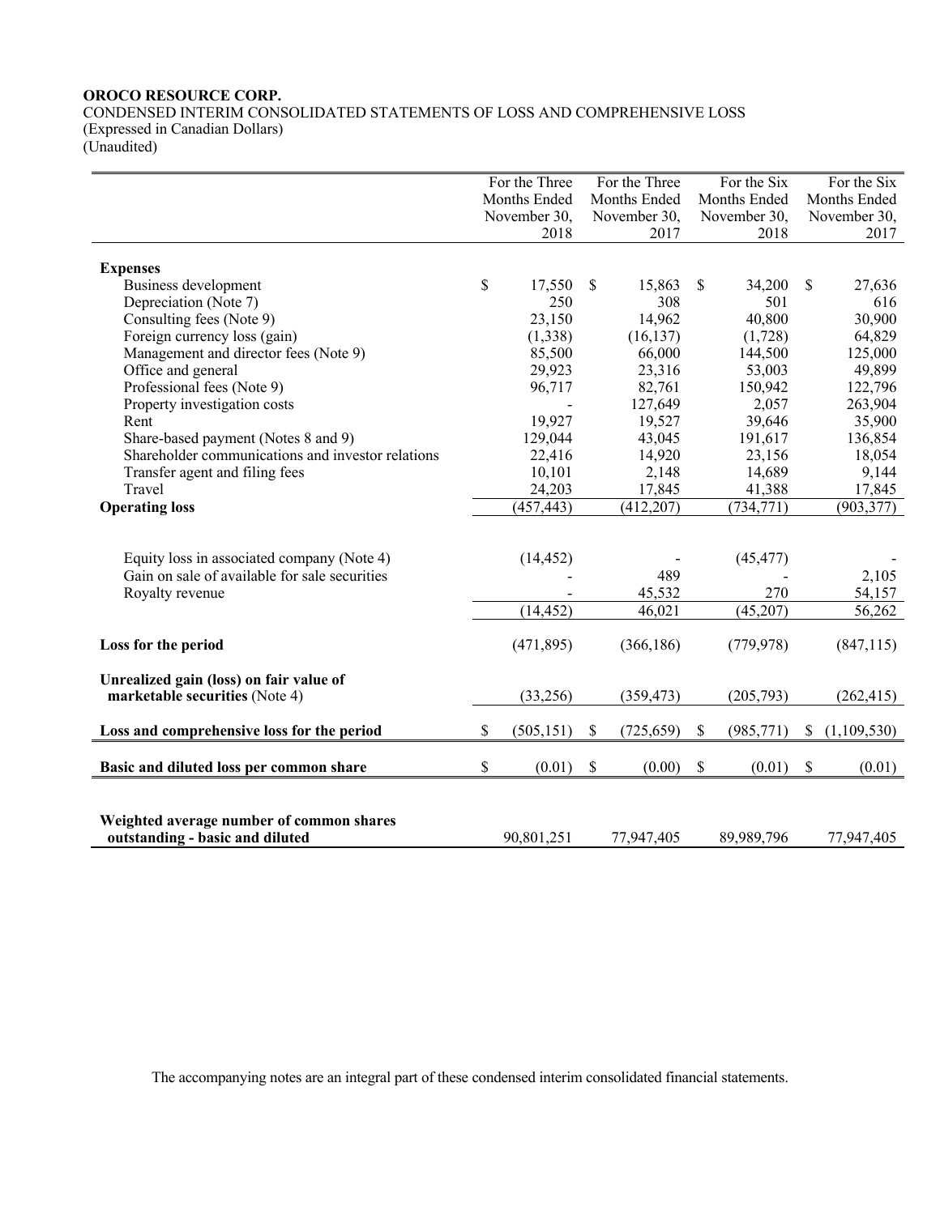**OROCO RESOURCE CORP.**
CONDENSED INTERIM CONSOLIDATED STATEMENTS OF LOSS AND COMPREHENSIVE LOSS
(Expressed in Canadian Dollars)
(Unaudited)

| | For the Three Months Ended November 30, 2018 | For the Three Months Ended November 30, 2017 | For the Six Months Ended November 30, 2018 | For the Six Months Ended November 30, 2017 |
|---|---|---|---|---|
| **Expenses** | | | | |
| Business development | $ 17,550 | $ 15,863 | $ 34,200 | $ 27,636 |
| Depreciation (Note 7) | 250 | 308 | 501 | 616 |
| Consulting fees (Note 9) | 23,150 | 14,962 | 40,800 | 30,900 |
| Foreign currency loss (gain) | (1,338) | (16,137) | (1,728) | 64,829 |
| Management and director fees (Note 9) | 85,500 | 66,000 | 144,500 | 125,000 |
| Office and general | 29,923 | 23,316 | 53,003 | 49,899 |
| Professional fees (Note 9) | 96,717 | 82,761 | 150,942 | 122,796 |
| Property investigation costs | - | 127,649 | 2,057 | 263,904 |
| Rent | 19,927 | 19,527 | 39,646 | 35,900 |
| Share-based payment (Notes 8 and 9) | 129,044 | 43,045 | 191,617 | 136,854 |
| Shareholder communications and investor relations | 22,416 | 14,920 | 23,156 | 18,054 |
| Transfer agent and filing fees | 10,101 | 2,148 | 14,689 | 9,144 |
| Travel | 24,203 | 17,845 | 41,388 | 17,845 |
| **Operating loss** | (457,443) | (412,207) | (734,771) | (903,377) |
| | | | | |
| Equity loss in associated company (Note 4) | (14,452) | - | (45,477) | - |
| Gain on sale of available for sale securities | - | 489 | - | 2,105 |
| Royalty revenue | - | 45,532 | 270 | 54,157 |
| | (14,452) | 46,021 | (45,207) | 56,262 |
| | | | | |
| **Loss for the period** | (471,895) | (366,186) | (779,978) | (847,115) |
| | | | | |
| **Unrealized gain (loss) on fair value of marketable securities** (Note 4) | (33,256) | (359,473) | (205,793) | (262,415) |
| | | | | |
| **Loss and comprehensive loss for the period** | $ (505,151) | $ (725,659) | $ (985,771) | $ (1,109,530) |
| | | | | |
| **Basic and diluted loss per common share** | $ (0.01) | $ (0.00) | $ (0.01) | $ (0.01) |
| | | | | |
| **Weighted average number of common shares outstanding - basic and diluted** | 90,801,251 | 77,947,405 | 89,989,796 | 77,947,405 |

The accompanying notes are an integral part of these condensed interim consolidated financial statements.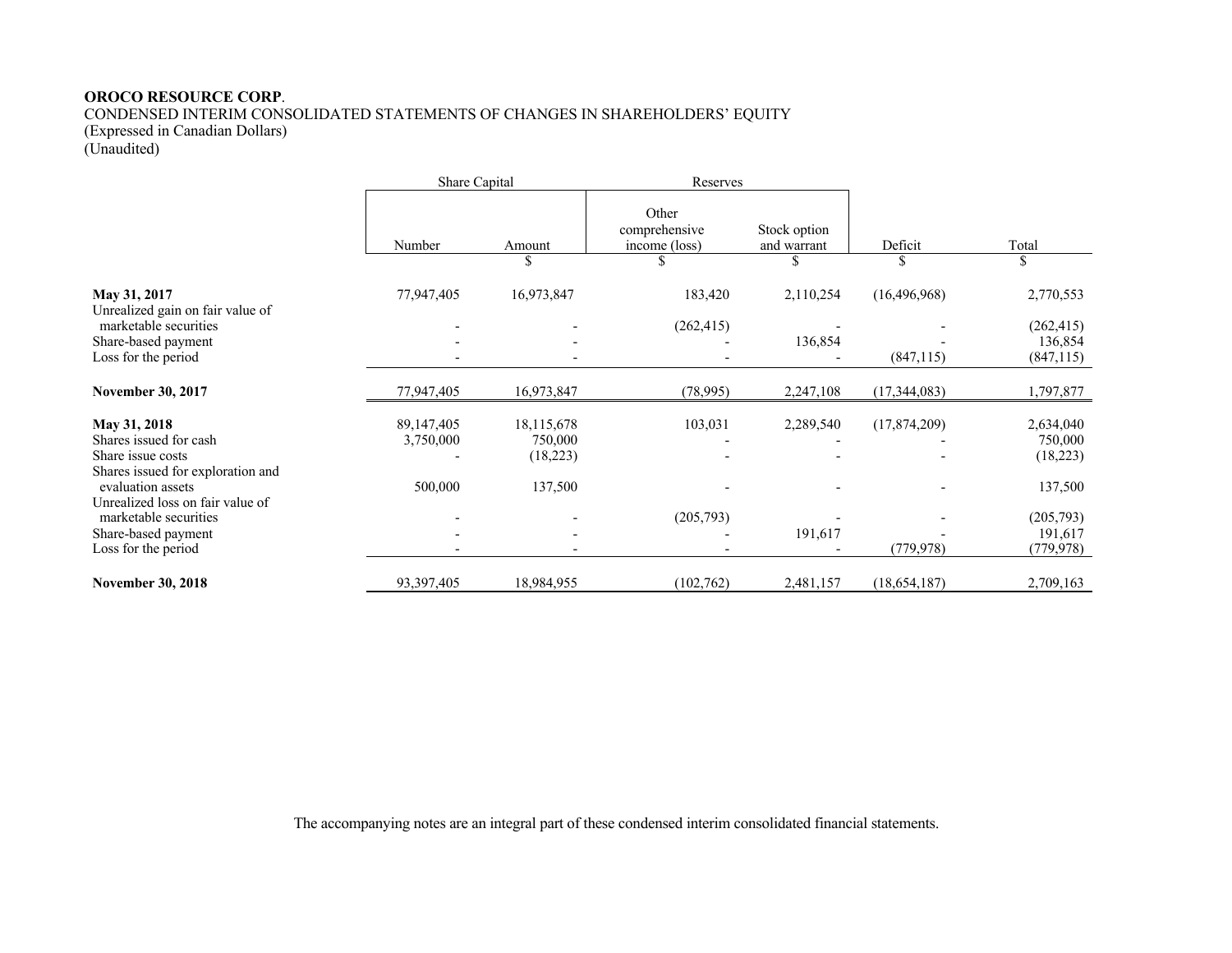**OROCO RESOURCE CORP**.
CONDENSED INTERIM CONSOLIDATED STATEMENTS OF CHANGES IN SHAREHOLDERS' EQUITY
(Expressed in Canadian Dollars)
(Unaudited)

| | Share Capital | | Reserves | | | |
|---|---|---|---|---|---|---|
| | Number | Amount | Other comprehensive income (loss) | Stock option and warrant | Deficit | Total |
| | | $ | $ | $ | $ | $ |
| **May 31, 2017** | 77,947,405 | 16,973,847 | 183,420 | 2,110,254 | (16,496,968) | 2,770,553 |
| Unrealized gain on fair value of marketable securities | - | - | (262,415) | - | - | (262,415) |
| Share-based payment | - | - | - | 136,854 | - | 136,854 |
| Loss for the period | - | - | - | - | (847,115) | (847,115) |
| **November 30, 2017** | 77,947,405 | 16,973,847 | (78,995) | 2,247,108 | (17,344,083) | 1,797,877 |
| **May 31, 2018** | 89,147,405 | 18,115,678 | 103,031 | 2,289,540 | (17,874,209) | 2,634,040 |
| Shares issued for cash | 3,750,000 | 750,000 | - | - | - | 750,000 |
| Share issue costs | - | (18,223) | - | - | - | (18,223) |
| Shares issued for exploration and evaluation assets | 500,000 | 137,500 | - | - | - | 137,500 |
| Unrealized loss on fair value of marketable securities | - | - | (205,793) | - | - | (205,793) |
| Share-based payment | - | - | - | 191,617 | - | 191,617 |
| Loss for the period | - | - | - | - | (779,978) | (779,978) |
| **November 30, 2018** | 93,397,405 | 18,984,955 | (102,762) | 2,481,157 | (18,654,187) | 2,709,163 |

The accompanying notes are an integral part of these condensed interim consolidated financial statements.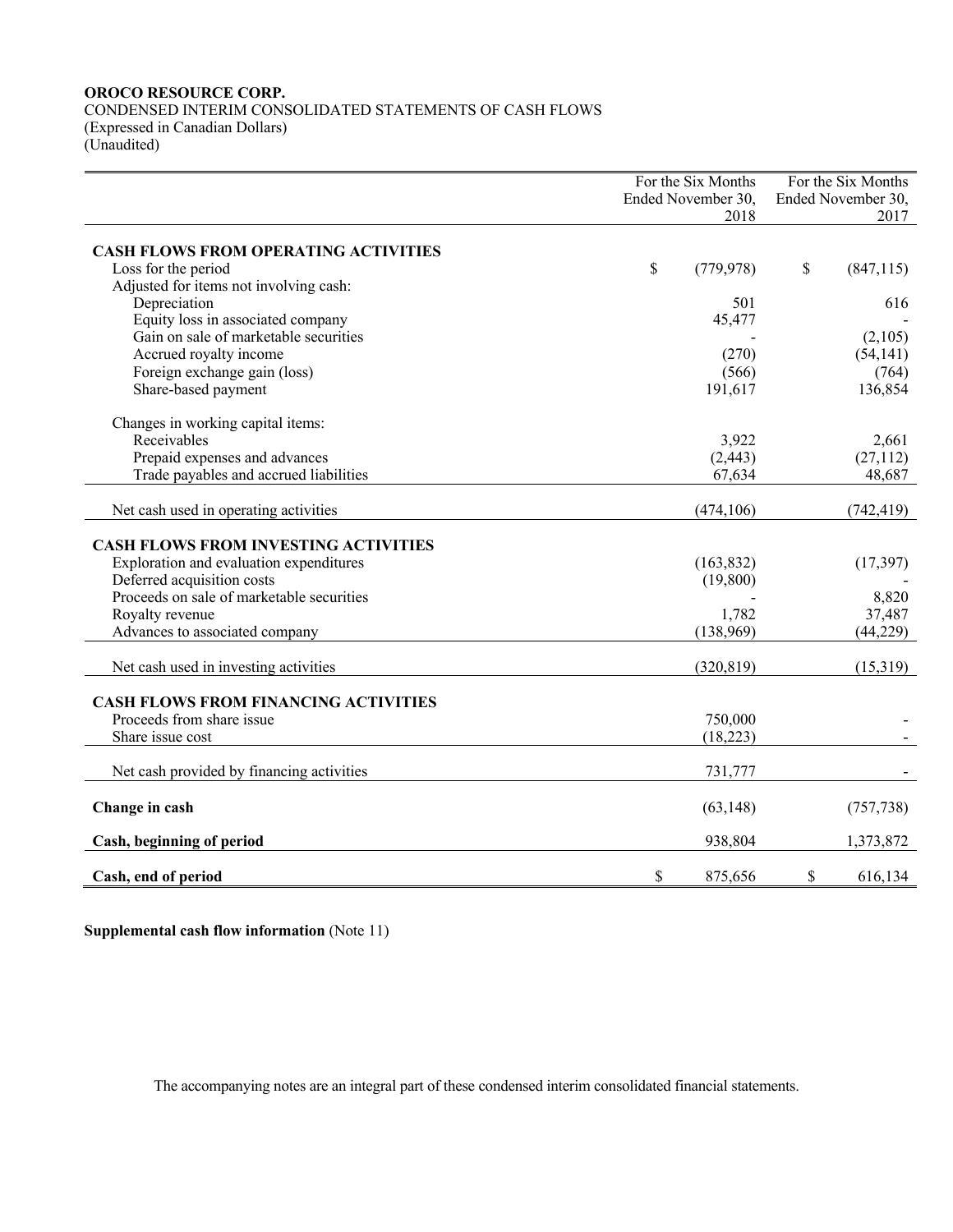**OROCO RESOURCE CORP.**
CONDENSED INTERIM CONSOLIDATED STATEMENTS OF CASH FLOWS
(Expressed in Canadian Dollars)
(Unaudited)

| | For the Six Months Ended November 30, 2018 | For the Six Months Ended November 30, 2017 |
|---|---|---|
| **CASH FLOWS FROM OPERATING ACTIVITIES** | | |
| Loss for the period | $ (779,978) | $ (847,115) |
| Adjusted for items not involving cash: | | |
| Depreciation | 501 | 616 |
| Equity loss in associated company | 45,477 | - |
| Gain on sale of marketable securities | - | (2,105) |
| Accrued royalty income | (270) | (54,141) |
| Foreign exchange gain (loss) | (566) | (764) |
| Share-based payment | 191,617 | 136,854 |
| Changes in working capital items: | | |
| Receivables | 3,922 | 2,661 |
| Prepaid expenses and advances | (2,443) | (27,112) |
| Trade payables and accrued liabilities | 67,634 | 48,687 |
| Net cash used in operating activities | (474,106) | (742,419) |
| **CASH FLOWS FROM INVESTING ACTIVITIES** | | |
| Exploration and evaluation expenditures | (163,832) | (17,397) |
| Deferred acquisition costs | (19,800) | - |
| Proceeds on sale of marketable securities | - | 8,820 |
| Royalty revenue | 1,782 | 37,487 |
| Advances to associated company | (138,969) | (44,229) |
| Net cash used in investing activities | (320,819) | (15,319) |
| **CASH FLOWS FROM FINANCING ACTIVITIES** | | |
| Proceeds from share issue | 750,000 | - |
| Share issue cost | (18,223) | - |
| Net cash provided by financing activities | 731,777 | - |
| **Change in cash** | (63,148) | (757,738) |
| **Cash, beginning of period** | 938,804 | 1,373,872 |
| **Cash, end of period** | $ 875,656 | $ 616,134 |

**Supplemental cash flow information** (Note 11)

The accompanying notes are an integral part of these condensed interim consolidated financial statements.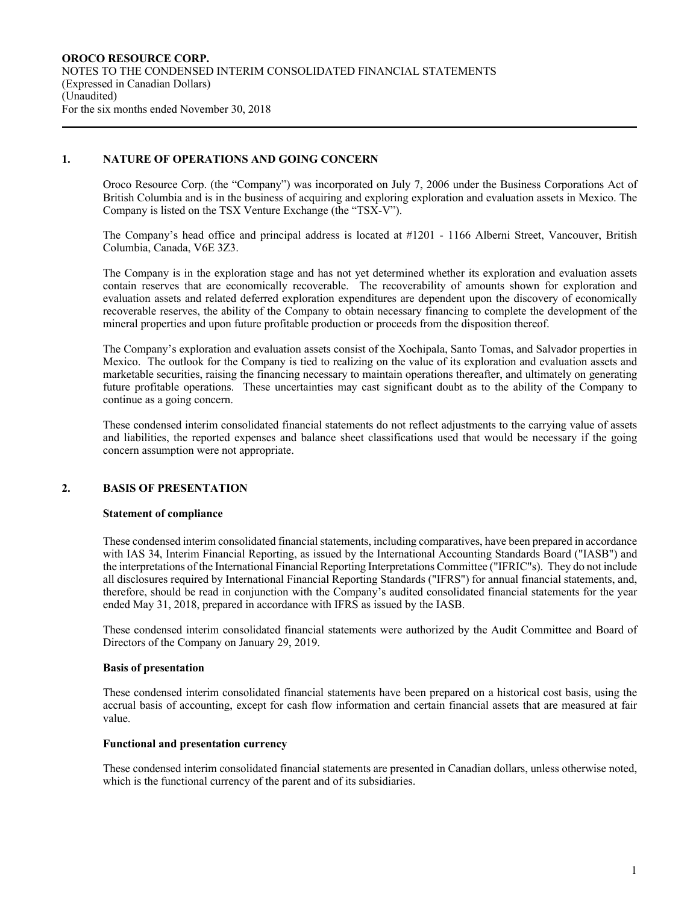## 1. NATURE OF OPERATIONS AND GOING CONCERN

Oroco Resource Corp. (the "Company") was incorporated on July 7, 2006 under the Business Corporations Act of British Columbia and is in the business of acquiring and exploring exploration and evaluation assets in Mexico. The Company is listed on the TSX Venture Exchange (the "TSX-V").

The Company's head office and principal address is located at #1201 - 1166 Alberni Street, Vancouver, British Columbia, Canada, V6E 3Z3.

The Company is in the exploration stage and has not yet determined whether its exploration and evaluation assets contain reserves that are economically recoverable. The recoverability of amounts shown for exploration and evaluation assets and related deferred exploration expenditures are dependent upon the discovery of economically recoverable reserves, the ability of the Company to obtain necessary financing to complete the development of the mineral properties and upon future profitable production or proceeds from the disposition thereof.

The Company's exploration and evaluation assets consist of the Xochipala, Santo Tomas, and Salvador properties in Mexico. The outlook for the Company is tied to realizing on the value of its exploration and evaluation assets and marketable securities, raising the financing necessary to maintain operations thereafter, and ultimately on generating future profitable operations. These uncertainties may cast significant doubt as to the ability of the Company to continue as a going concern.

These condensed interim consolidated financial statements do not reflect adjustments to the carrying value of assets and liabilities, the reported expenses and balance sheet classifications used that would be necessary if the going concern assumption were not appropriate.

## 2. BASIS OF PRESENTATION

### Statement of compliance

These condensed interim consolidated financial statements, including comparatives, have been prepared in accordance with IAS 34, Interim Financial Reporting, as issued by the International Accounting Standards Board ("IASB") and the interpretations of the International Financial Reporting Interpretations Committee ("IFRIC"s). They do not include all disclosures required by International Financial Reporting Standards ("IFRS") for annual financial statements, and, therefore, should be read in conjunction with the Company's audited consolidated financial statements for the year ended May 31, 2018, prepared in accordance with IFRS as issued by the IASB.

These condensed interim consolidated financial statements were authorized by the Audit Committee and Board of Directors of the Company on January 29, 2019.

### Basis of presentation

These condensed interim consolidated financial statements have been prepared on a historical cost basis, using the accrual basis of accounting, except for cash flow information and certain financial assets that are measured at fair value.

### Functional and presentation currency

These condensed interim consolidated financial statements are presented in Canadian dollars, unless otherwise noted, which is the functional currency of the parent and of its subsidiaries.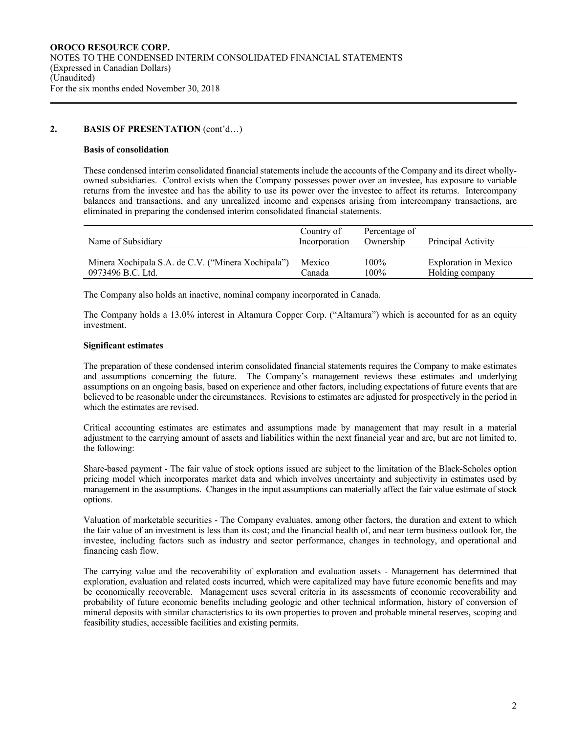## 2. BASIS OF PRESENTATION (cont'd…)

**Basis of consolidation**

These condensed interim consolidated financial statements include the accounts of the Company and its direct wholly-owned subsidiaries. Control exists when the Company possesses power over an investee, has exposure to variable returns from the investee and has the ability to use its power over the investee to affect its returns. Intercompany balances and transactions, and any unrealized income and expenses arising from intercompany transactions, are eliminated in preparing the condensed interim consolidated financial statements.

| Name of Subsidiary | Country of Incorporation | Percentage of Ownership | Principal Activity |
|---|---|---|---|
| Minera Xochipala S.A. de C.V. ("Minera Xochipala") | Mexico | 100% | Exploration in Mexico |
| 0973496 B.C. Ltd. | Canada | 100% | Holding company |

The Company also holds an inactive, nominal company incorporated in Canada.

The Company holds a 13.0% interest in Altamura Copper Corp. ("Altamura") which is accounted for as an equity investment.

**Significant estimates**

The preparation of these condensed interim consolidated financial statements requires the Company to make estimates and assumptions concerning the future. The Company's management reviews these estimates and underlying assumptions on an ongoing basis, based on experience and other factors, including expectations of future events that are believed to be reasonable under the circumstances. Revisions to estimates are adjusted for prospectively in the period in which the estimates are revised.

Critical accounting estimates are estimates and assumptions made by management that may result in a material adjustment to the carrying amount of assets and liabilities within the next financial year and are, but are not limited to, the following:

Share-based payment - The fair value of stock options issued are subject to the limitation of the Black-Scholes option pricing model which incorporates market data and which involves uncertainty and subjectivity in estimates used by management in the assumptions. Changes in the input assumptions can materially affect the fair value estimate of stock options.

Valuation of marketable securities - The Company evaluates, among other factors, the duration and extent to which the fair value of an investment is less than its cost; and the financial health of, and near term business outlook for, the investee, including factors such as industry and sector performance, changes in technology, and operational and financing cash flow.

The carrying value and the recoverability of exploration and evaluation assets - Management has determined that exploration, evaluation and related costs incurred, which were capitalized may have future economic benefits and may be economically recoverable. Management uses several criteria in its assessments of economic recoverability and probability of future economic benefits including geologic and other technical information, history of conversion of mineral deposits with similar characteristics to its own properties to proven and probable mineral reserves, scoping and feasibility studies, accessible facilities and existing permits.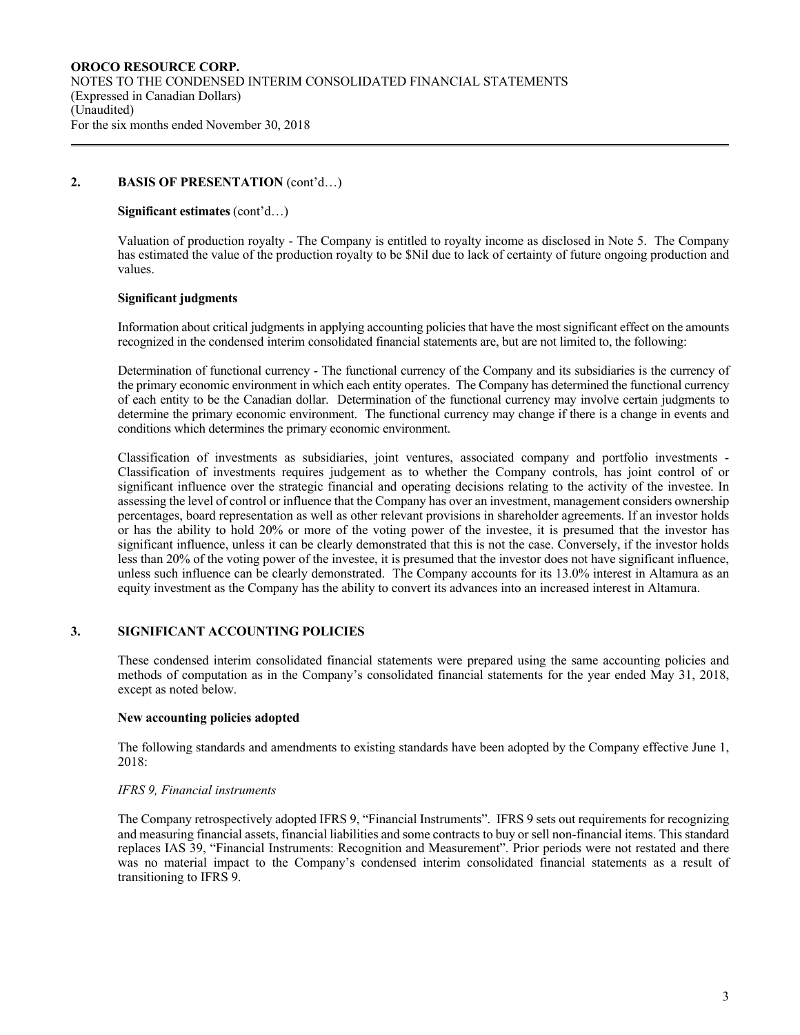## 2. BASIS OF PRESENTATION (cont'd…)

**Significant estimates** (cont'd…)

Valuation of production royalty - The Company is entitled to royalty income as disclosed in Note 5. The Company has estimated the value of the production royalty to be $Nil due to lack of certainty of future ongoing production and values.

**Significant judgments**

Information about critical judgments in applying accounting policies that have the most significant effect on the amounts recognized in the condensed interim consolidated financial statements are, but are not limited to, the following:

Determination of functional currency - The functional currency of the Company and its subsidiaries is the currency of the primary economic environment in which each entity operates. The Company has determined the functional currency of each entity to be the Canadian dollar. Determination of the functional currency may involve certain judgments to determine the primary economic environment. The functional currency may change if there is a change in events and conditions which determines the primary economic environment.

Classification of investments as subsidiaries, joint ventures, associated company and portfolio investments - Classification of investments requires judgement as to whether the Company controls, has joint control of or significant influence over the strategic financial and operating decisions relating to the activity of the investee. In assessing the level of control or influence that the Company has over an investment, management considers ownership percentages, board representation as well as other relevant provisions in shareholder agreements. If an investor holds or has the ability to hold 20% or more of the voting power of the investee, it is presumed that the investor has significant influence, unless it can be clearly demonstrated that this is not the case. Conversely, if the investor holds less than 20% of the voting power of the investee, it is presumed that the investor does not have significant influence, unless such influence can be clearly demonstrated. The Company accounts for its 13.0% interest in Altamura as an equity investment as the Company has the ability to convert its advances into an increased interest in Altamura.

## 3. SIGNIFICANT ACCOUNTING POLICIES

These condensed interim consolidated financial statements were prepared using the same accounting policies and methods of computation as in the Company's consolidated financial statements for the year ended May 31, 2018, except as noted below.

**New accounting policies adopted**

The following standards and amendments to existing standards have been adopted by the Company effective June 1, 2018:

*IFRS 9, Financial instruments*

The Company retrospectively adopted IFRS 9, "Financial Instruments". IFRS 9 sets out requirements for recognizing and measuring financial assets, financial liabilities and some contracts to buy or sell non-financial items. This standard replaces IAS 39, "Financial Instruments: Recognition and Measurement". Prior periods were not restated and there was no material impact to the Company's condensed interim consolidated financial statements as a result of transitioning to IFRS 9.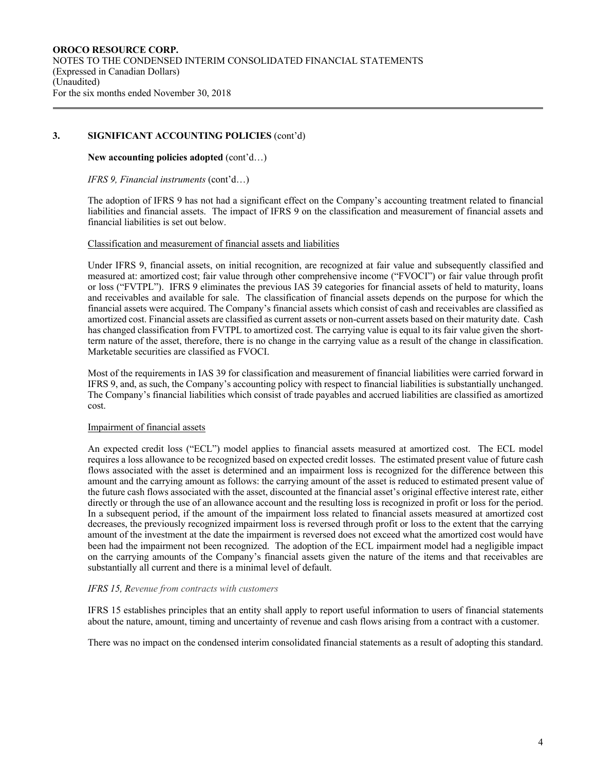## 3. SIGNIFICANT ACCOUNTING POLICIES (cont'd)

**New accounting policies adopted** (cont'd…)

*IFRS 9, Financial instruments* (cont'd…)

The adoption of IFRS 9 has not had a significant effect on the Company's accounting treatment related to financial liabilities and financial assets. The impact of IFRS 9 on the classification and measurement of financial assets and financial liabilities is set out below.

Classification and measurement of financial assets and liabilities

Under IFRS 9, financial assets, on initial recognition, are recognized at fair value and subsequently classified and measured at: amortized cost; fair value through other comprehensive income ("FVOCI") or fair value through profit or loss ("FVTPL"). IFRS 9 eliminates the previous IAS 39 categories for financial assets of held to maturity, loans and receivables and available for sale. The classification of financial assets depends on the purpose for which the financial assets were acquired. The Company's financial assets which consist of cash and receivables are classified as amortized cost. Financial assets are classified as current assets or non-current assets based on their maturity date. Cash has changed classification from FVTPL to amortized cost. The carrying value is equal to its fair value given the short-term nature of the asset, therefore, there is no change in the carrying value as a result of the change in classification. Marketable securities are classified as FVOCI.

Most of the requirements in IAS 39 for classification and measurement of financial liabilities were carried forward in IFRS 9, and, as such, the Company's accounting policy with respect to financial liabilities is substantially unchanged. The Company's financial liabilities which consist of trade payables and accrued liabilities are classified as amortized cost.

Impairment of financial assets

An expected credit loss ("ECL") model applies to financial assets measured at amortized cost. The ECL model requires a loss allowance to be recognized based on expected credit losses. The estimated present value of future cash flows associated with the asset is determined and an impairment loss is recognized for the difference between this amount and the carrying amount as follows: the carrying amount of the asset is reduced to estimated present value of the future cash flows associated with the asset, discounted at the financial asset's original effective interest rate, either directly or through the use of an allowance account and the resulting loss is recognized in profit or loss for the period. In a subsequent period, if the amount of the impairment loss related to financial assets measured at amortized cost decreases, the previously recognized impairment loss is reversed through profit or loss to the extent that the carrying amount of the investment at the date the impairment is reversed does not exceed what the amortized cost would have been had the impairment not been recognized. The adoption of the ECL impairment model had a negligible impact on the carrying amounts of the Company's financial assets given the nature of the items and that receivables are substantially all current and there is a minimal level of default.

*IFRS 15, Revenue from contracts with customers*

IFRS 15 establishes principles that an entity shall apply to report useful information to users of financial statements about the nature, amount, timing and uncertainty of revenue and cash flows arising from a contract with a customer.

There was no impact on the condensed interim consolidated financial statements as a result of adopting this standard.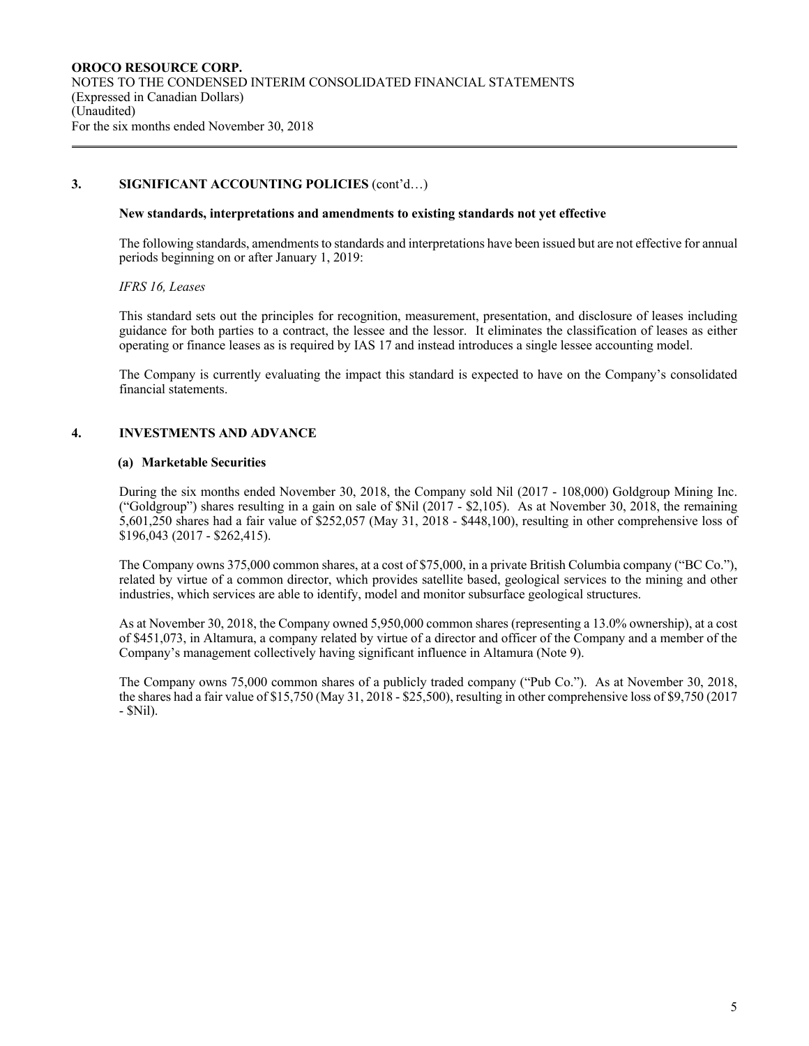## 3. SIGNIFICANT ACCOUNTING POLICIES (cont'd…)

**New standards, interpretations and amendments to existing standards not yet effective**

The following standards, amendments to standards and interpretations have been issued but are not effective for annual periods beginning on or after January 1, 2019:

*IFRS 16, Leases*

This standard sets out the principles for recognition, measurement, presentation, and disclosure of leases including guidance for both parties to a contract, the lessee and the lessor. It eliminates the classification of leases as either operating or finance leases as is required by IAS 17 and instead introduces a single lessee accounting model.

The Company is currently evaluating the impact this standard is expected to have on the Company's consolidated financial statements.

## 4. INVESTMENTS AND ADVANCE

### (a) Marketable Securities

During the six months ended November 30, 2018, the Company sold Nil (2017 - 108,000) Goldgroup Mining Inc. ("Goldgroup") shares resulting in a gain on sale of $Nil (2017 - $2,105). As at November 30, 2018, the remaining 5,601,250 shares had a fair value of $252,057 (May 31, 2018 - $448,100), resulting in other comprehensive loss of $196,043 (2017 - $262,415).

The Company owns 375,000 common shares, at a cost of $75,000, in a private British Columbia company ("BC Co."), related by virtue of a common director, which provides satellite based, geological services to the mining and other industries, which services are able to identify, model and monitor subsurface geological structures.

As at November 30, 2018, the Company owned 5,950,000 common shares (representing a 13.0% ownership), at a cost of $451,073, in Altamura, a company related by virtue of a director and officer of the Company and a member of the Company's management collectively having significant influence in Altamura (Note 9).

The Company owns 75,000 common shares of a publicly traded company ("Pub Co."). As at November 30, 2018, the shares had a fair value of $15,750 (May 31, 2018 - $25,500), resulting in other comprehensive loss of $9,750 (2017 - $Nil).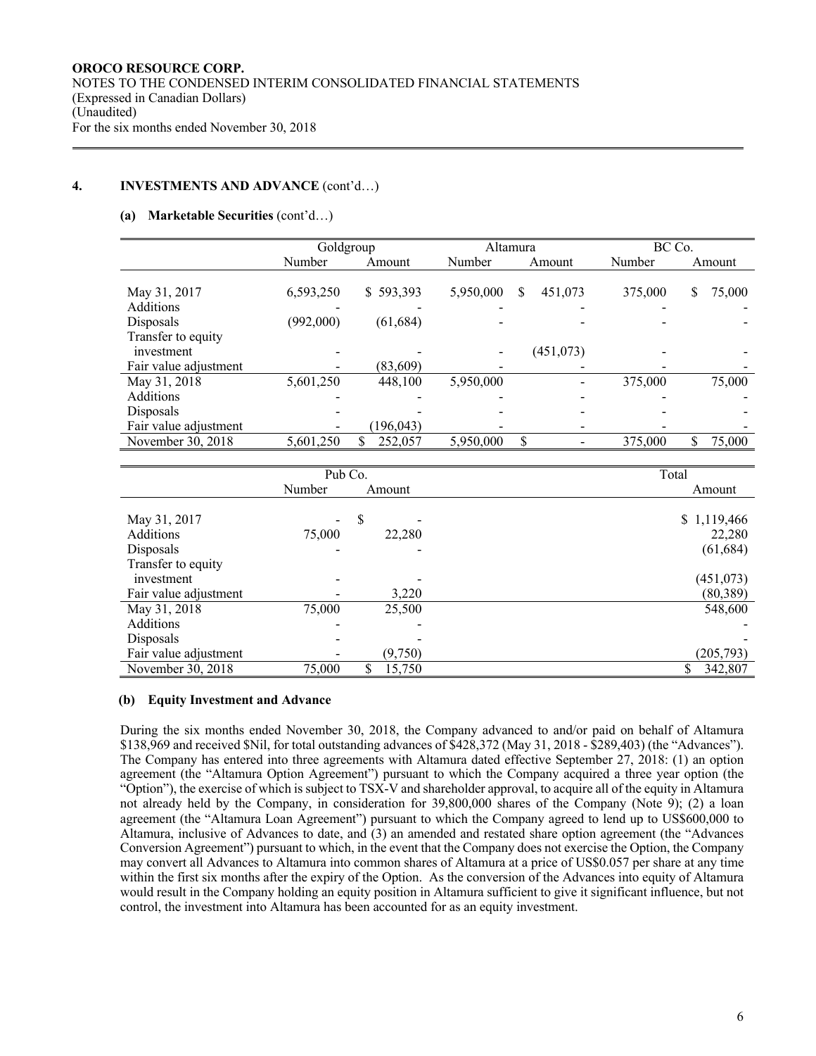## 4. INVESTMENTS AND ADVANCE (cont'd…)

### (a) Marketable Securities (cont'd…)

| | Goldgroup | | Altamura | | BC Co. | |
|---|---|---|---|---|---|---|
| | Number | Amount | Number | Amount | Number | Amount |
| May 31, 2017 | 6,593,250 | $ 593,393 | 5,950,000 | $ 451,073 | 375,000 | $ 75,000 |
| Additions | - | - | - | - | - | - |
| Disposals | (992,000) | (61,684) | - | - | - | - |
| Transfer to equity investment | - | - | - | (451,073) | - | - |
| Fair value adjustment | - | (83,609) | - | - | - | - |
| May 31, 2018 | 5,601,250 | 448,100 | 5,950,000 | - | 375,000 | 75,000 |
| Additions | - | - | - | - | - | - |
| Disposals | - | - | - | - | - | - |
| Fair value adjustment | - | (196,043) | - | - | - | - |
| November 30, 2018 | 5,601,250 | $ 252,057 | 5,950,000 | $ - | 375,000 | $ 75,000 |

| | Pub Co. | | Total |
|---|---|---|---|
| | Number | Amount | Amount |
| May 31, 2017 | - | $ - | $ 1,119,466 |
| Additions | 75,000 | 22,280 | 22,280 |
| Disposals | - | - | (61,684) |
| Transfer to equity investment | - | - | (451,073) |
| Fair value adjustment | - | 3,220 | (80,389) |
| May 31, 2018 | 75,000 | 25,500 | 548,600 |
| Additions | - | - | - |
| Disposals | - | - | - |
| Fair value adjustment | - | (9,750) | (205,793) |
| November 30, 2018 | 75,000 | $ 15,750 | $ 342,807 |

### (b) Equity Investment and Advance

During the six months ended November 30, 2018, the Company advanced to and/or paid on behalf of Altamura $138,969 and received $Nil, for total outstanding advances of $428,372 (May 31, 2018 - $289,403) (the "Advances"). The Company has entered into three agreements with Altamura dated effective September 27, 2018: (1) an option agreement (the "Altamura Option Agreement") pursuant to which the Company acquired a three year option (the "Option"), the exercise of which is subject to TSX-V and shareholder approval, to acquire all of the equity in Altamura not already held by the Company, in consideration for 39,800,000 shares of the Company (Note 9); (2) a loan agreement (the "Altamura Loan Agreement") pursuant to which the Company agreed to lend up to US$600,000 to Altamura, inclusive of Advances to date, and (3) an amended and restated share option agreement (the "Advances Conversion Agreement") pursuant to which, in the event that the Company does not exercise the Option, the Company may convert all Advances to Altamura into common shares of Altamura at a price of US$0.057 per share at any time within the first six months after the expiry of the Option. As the conversion of the Advances into equity of Altamura would result in the Company holding an equity position in Altamura sufficient to give it significant influence, but not control, the investment into Altamura has been accounted for as an equity investment.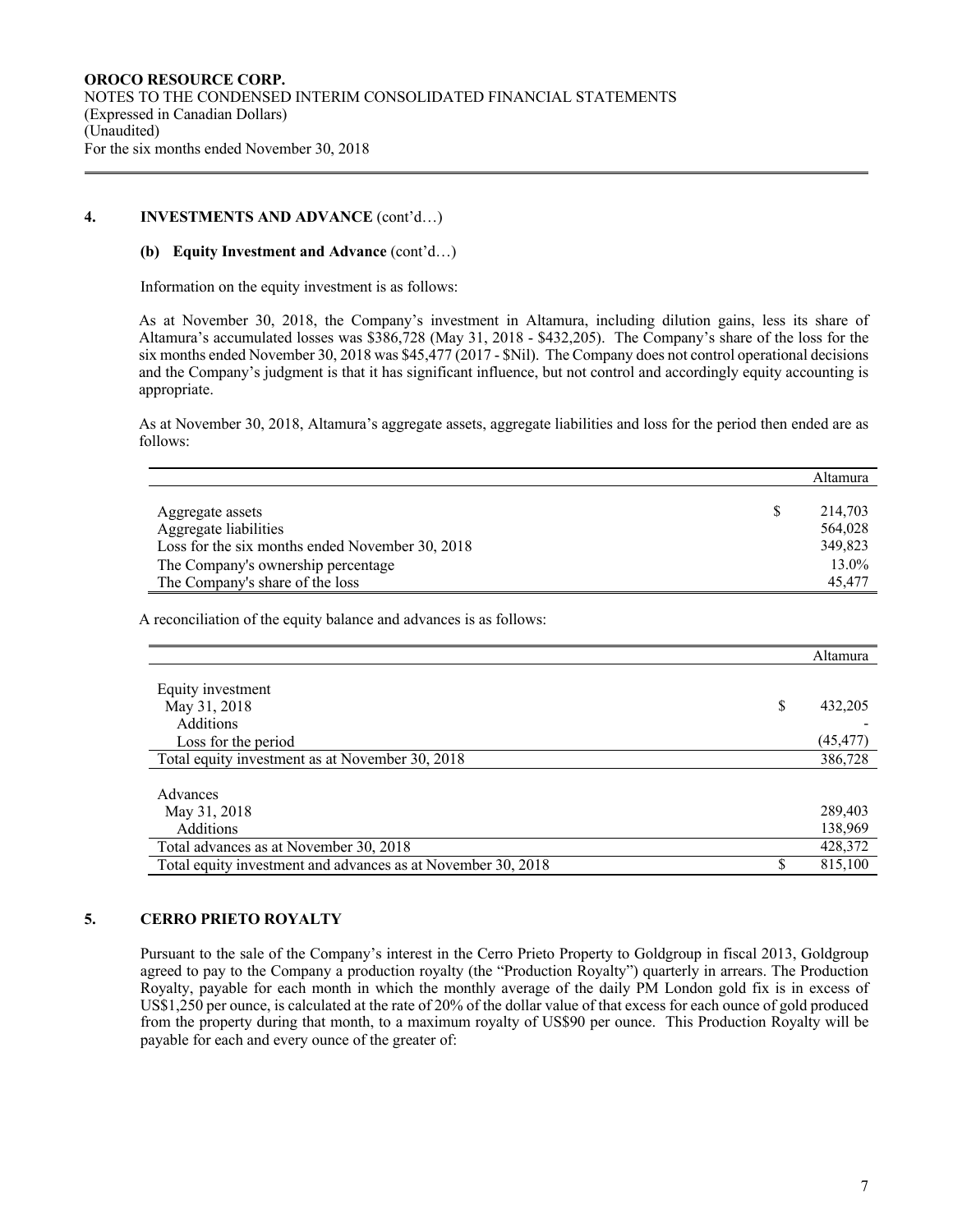## 4. INVESTMENTS AND ADVANCE (cont'd…)

### (b) Equity Investment and Advance (cont'd…)

Information on the equity investment is as follows:

As at November 30, 2018, the Company's investment in Altamura, including dilution gains, less its share of Altamura's accumulated losses was $386,728 (May 31, 2018 - $432,205). The Company's share of the loss for the six months ended November 30, 2018 was $45,477 (2017 - $Nil). The Company does not control operational decisions and the Company's judgment is that it has significant influence, but not control and accordingly equity accounting is appropriate.

As at November 30, 2018, Altamura's aggregate assets, aggregate liabilities and loss for the period then ended are as follows:

| | | Altamura |
|---|---|---|
| Aggregate assets | $ | 214,703 |
| Aggregate liabilities | | 564,028 |
| Loss for the six months ended November 30, 2018 | | 349,823 |
| The Company's ownership percentage | | 13.0% |
| The Company's share of the loss | | 45,477 |

A reconciliation of the equity balance and advances is as follows:

| | | Altamura |
|---|---|---|
| Equity investment | | |
| May 31, 2018 | $ | 432,205 |
| Additions | | - |
| Loss for the period | | (45,477) |
| Total equity investment as at November 30, 2018 | | 386,728 |
| Advances | | |
| May 31, 2018 | | 289,403 |
| Additions | | 138,969 |
| Total advances as at November 30, 2018 | | 428,372 |
| Total equity investment and advances as at November 30, 2018 | $ | 815,100 |

## 5. CERRO PRIETO ROYALTY

Pursuant to the sale of the Company's interest in the Cerro Prieto Property to Goldgroup in fiscal 2013, Goldgroup agreed to pay to the Company a production royalty (the "Production Royalty") quarterly in arrears. The Production Royalty, payable for each month in which the monthly average of the daily PM London gold fix is in excess of US$1,250 per ounce, is calculated at the rate of 20% of the dollar value of that excess for each ounce of gold produced from the property during that month, to a maximum royalty of US$90 per ounce. This Production Royalty will be payable for each and every ounce of the greater of: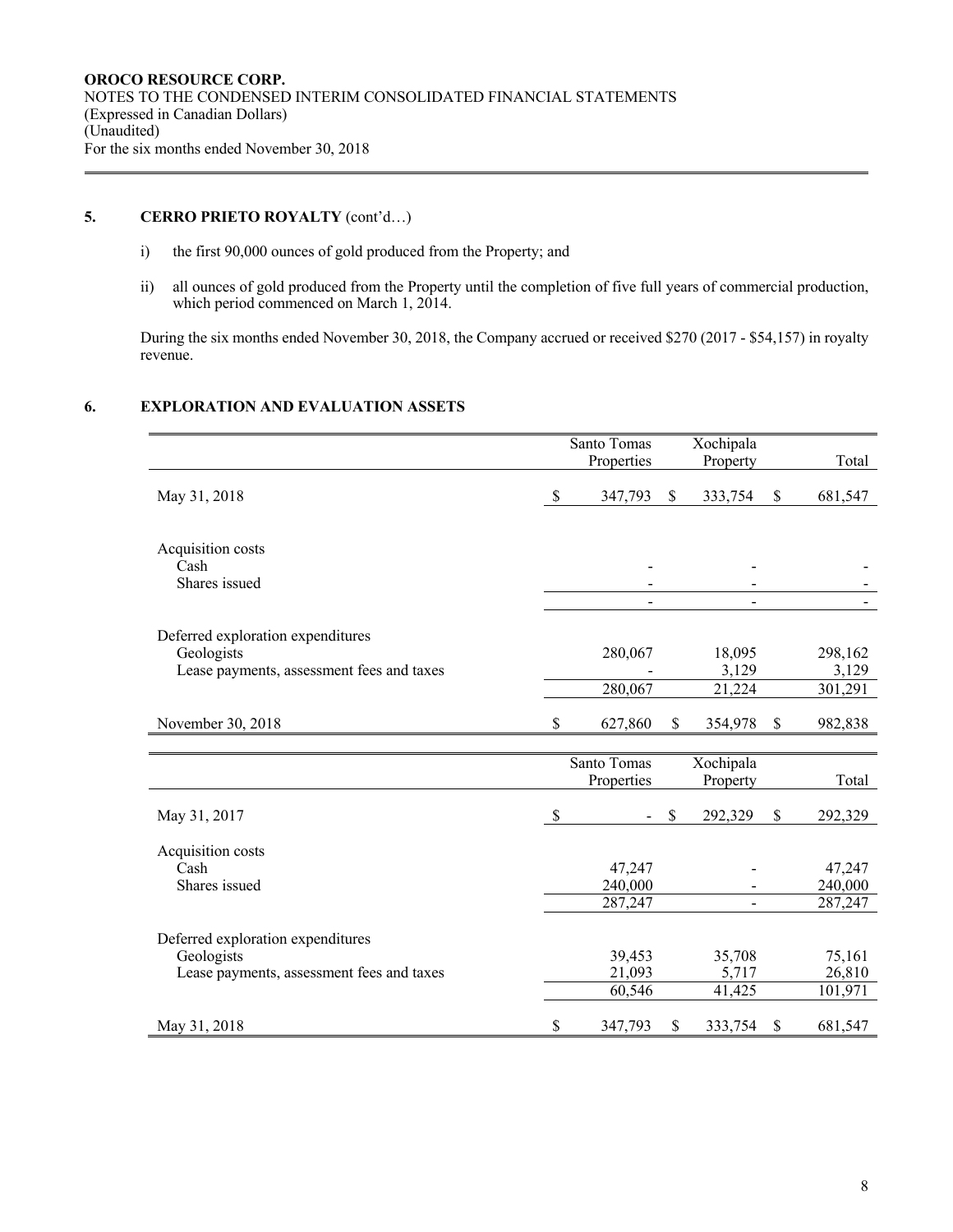## 5. CERRO PRIETO ROYALTY (cont'd…)

i) the first 90,000 ounces of gold produced from the Property; and

ii) all ounces of gold produced from the Property until the completion of five full years of commercial production, which period commenced on March 1, 2014.

During the six months ended November 30, 2018, the Company accrued or received $270 (2017 - $54,157) in royalty revenue.

## 6. EXPLORATION AND EVALUATION ASSETS

| | Santo Tomas Properties | Xochipala Property | Total |
|---|---|---|---|
| May 31, 2018 | $ 347,793 | $ 333,754 | $ 681,547 |
| Acquisition costs | | | |
| Cash | - | - | - |
| Shares issued | - | - | - |
| | - | - | - |
| Deferred exploration expenditures | | | |
| Geologists | 280,067 | 18,095 | 298,162 |
| Lease payments, assessment fees and taxes | - | 3,129 | 3,129 |
| | 280,067 | 21,224 | 301,291 |
| November 30, 2018 | $ 627,860 | $ 354,978 | $ 982,838 |

| | Santo Tomas Properties | Xochipala Property | Total |
|---|---|---|---|
| May 31, 2017 | $ - | $ 292,329 | $ 292,329 |
| Acquisition costs | | | |
| Cash | 47,247 | - | 47,247 |
| Shares issued | 240,000 | - | 240,000 |
| | 287,247 | - | 287,247 |
| Deferred exploration expenditures | | | |
| Geologists | 39,453 | 35,708 | 75,161 |
| Lease payments, assessment fees and taxes | 21,093 | 5,717 | 26,810 |
| | 60,546 | 41,425 | 101,971 |
| May 31, 2018 | $ 347,793 | $ 333,754 | $ 681,547 |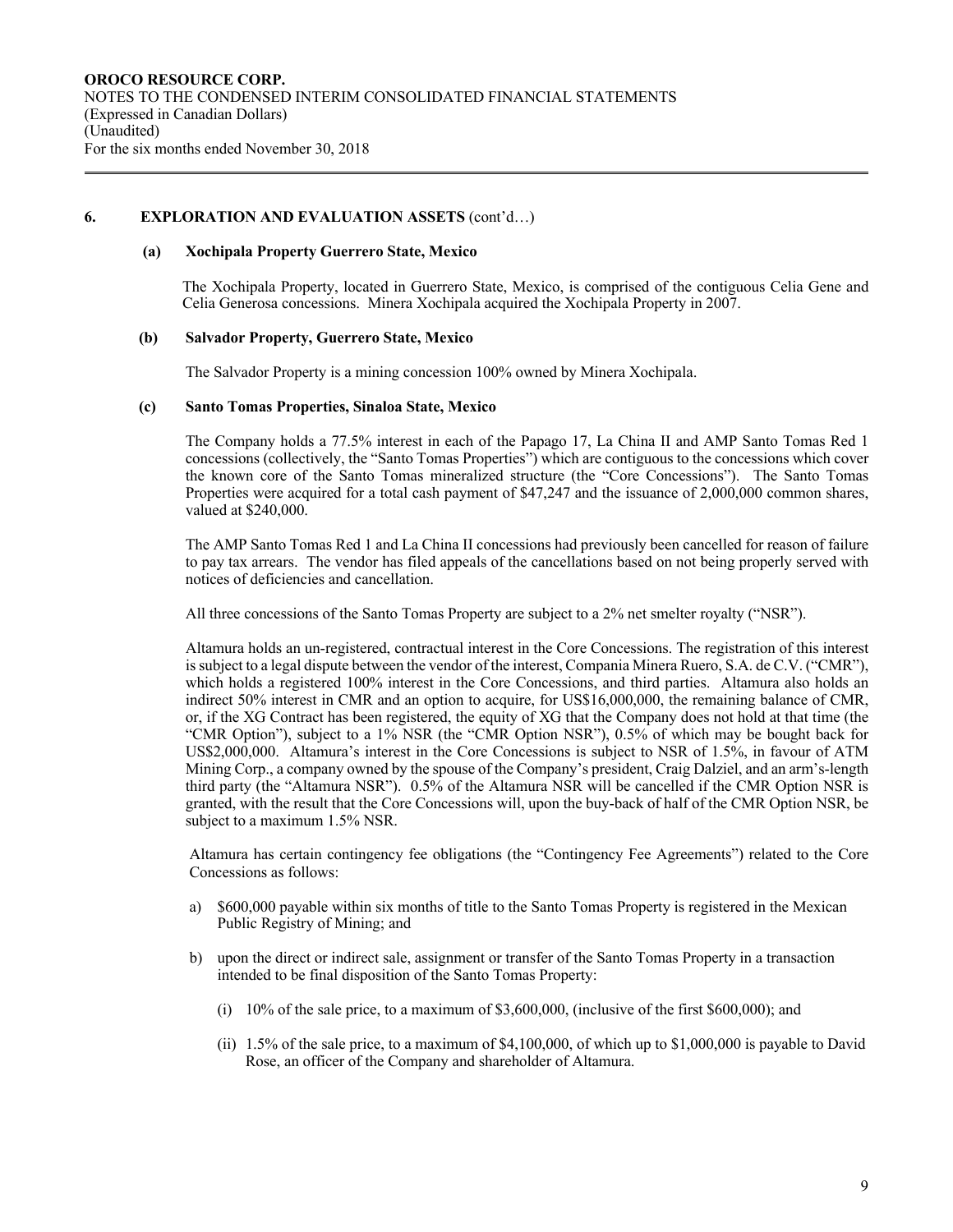## 6. EXPLORATION AND EVALUATION ASSETS (cont'd…)

### (a) Xochipala Property Guerrero State, Mexico

The Xochipala Property, located in Guerrero State, Mexico, is comprised of the contiguous Celia Gene and Celia Generosa concessions. Minera Xochipala acquired the Xochipala Property in 2007.

### (b) Salvador Property, Guerrero State, Mexico

The Salvador Property is a mining concession 100% owned by Minera Xochipala.

### (c) Santo Tomas Properties, Sinaloa State, Mexico

The Company holds a 77.5% interest in each of the Papago 17, La China II and AMP Santo Tomas Red 1 concessions (collectively, the "Santo Tomas Properties") which are contiguous to the concessions which cover the known core of the Santo Tomas mineralized structure (the "Core Concessions"). The Santo Tomas Properties were acquired for a total cash payment of $47,247 and the issuance of 2,000,000 common shares, valued at $240,000.

The AMP Santo Tomas Red 1 and La China II concessions had previously been cancelled for reason of failure to pay tax arrears. The vendor has filed appeals of the cancellations based on not being properly served with notices of deficiencies and cancellation.

All three concessions of the Santo Tomas Property are subject to a 2% net smelter royalty ("NSR").

Altamura holds an un-registered, contractual interest in the Core Concessions. The registration of this interest is subject to a legal dispute between the vendor of the interest, Compania Minera Ruero, S.A. de C.V. ("CMR"), which holds a registered 100% interest in the Core Concessions, and third parties. Altamura also holds an indirect 50% interest in CMR and an option to acquire, for US$16,000,000, the remaining balance of CMR, or, if the XG Contract has been registered, the equity of XG that the Company does not hold at that time (the "CMR Option"), subject to a 1% NSR (the "CMR Option NSR"), 0.5% of which may be bought back for US$2,000,000. Altamura's interest in the Core Concessions is subject to NSR of 1.5%, in favour of ATM Mining Corp., a company owned by the spouse of the Company's president, Craig Dalziel, and an arm's-length third party (the "Altamura NSR"). 0.5% of the Altamura NSR will be cancelled if the CMR Option NSR is granted, with the result that the Core Concessions will, upon the buy-back of half of the CMR Option NSR, be subject to a maximum 1.5% NSR.

Altamura has certain contingency fee obligations (the "Contingency Fee Agreements") related to the Core Concessions as follows:

a) $600,000 payable within six months of title to the Santo Tomas Property is registered in the Mexican Public Registry of Mining; and

b) upon the direct or indirect sale, assignment or transfer of the Santo Tomas Property in a transaction intended to be final disposition of the Santo Tomas Property:

   (i) 10% of the sale price, to a maximum of $3,600,000, (inclusive of the first $600,000); and

   (ii) 1.5% of the sale price, to a maximum of $4,100,000, of which up to $1,000,000 is payable to David Rose, an officer of the Company and shareholder of Altamura.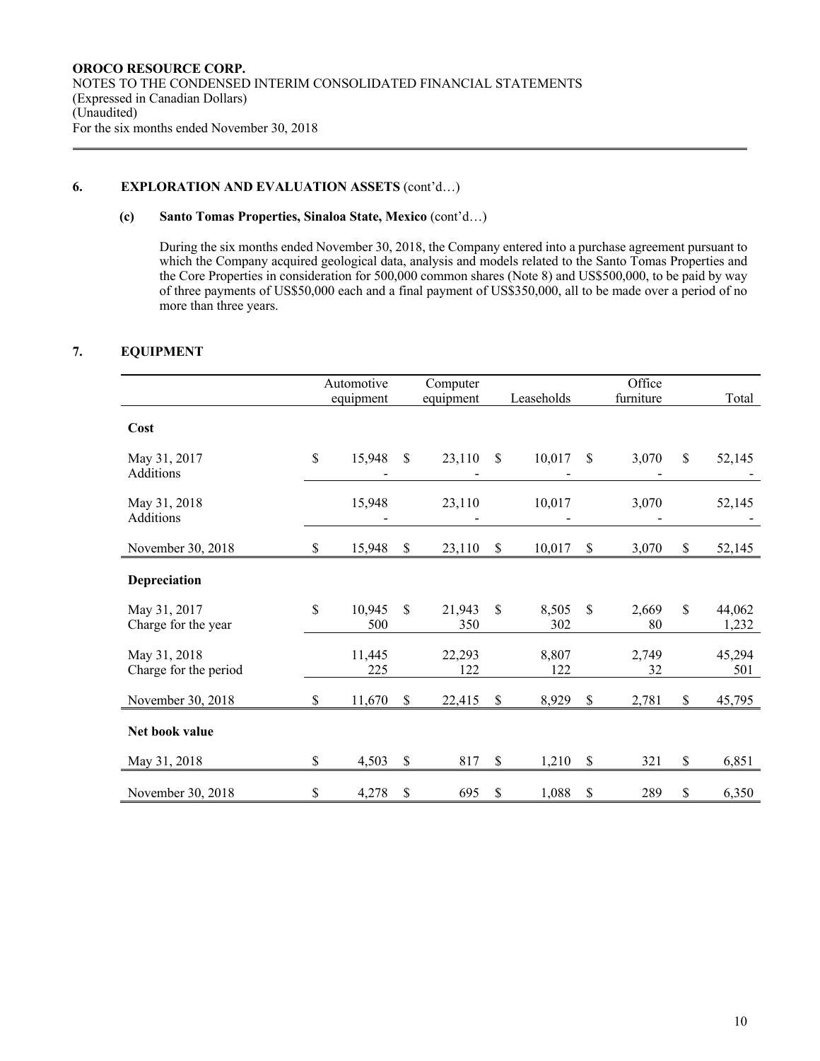## 6. EXPLORATION AND EVALUATION ASSETS (cont'd…)

### (c) Santo Tomas Properties, Sinaloa State, Mexico (cont'd…)

During the six months ended November 30, 2018, the Company entered into a purchase agreement pursuant to which the Company acquired geological data, analysis and models related to the Santo Tomas Properties and the Core Properties in consideration for 500,000 common shares (Note 8) and US$500,000, to be paid by way of three payments of US$50,000 each and a final payment of US$350,000, all to be made over a period of no more than three years.

## 7. EQUIPMENT

| | Automotive equipment | Computer equipment | Leaseholds | Office furniture | Total |
|---|---|---|---|---|---|
| **Cost** | | | | | |
| May 31, 2017 | $ 15,948 | $ 23,110 | $ 10,017 | $ 3,070 | $ 52,145 |
| Additions | - | - | - | - | - |
| May 31, 2018 | 15,948 | 23,110 | 10,017 | 3,070 | 52,145 |
| Additions | - | - | - | - | - |
| November 30, 2018 | $ 15,948 | $ 23,110 | $ 10,017 | $ 3,070 | $ 52,145 |
| **Depreciation** | | | | | |
| May 31, 2017 | $ 10,945 | $ 21,943 | $ 8,505 | $ 2,669 | $ 44,062 |
| Charge for the year | 500 | 350 | 302 | 80 | 1,232 |
| May 31, 2018 | 11,445 | 22,293 | 8,807 | 2,749 | 45,294 |
| Charge for the period | 225 | 122 | 122 | 32 | 501 |
| November 30, 2018 | $ 11,670 | $ 22,415 | $ 8,929 | $ 2,781 | $ 45,795 |
| **Net book value** | | | | | |
| May 31, 2018 | $ 4,503 | $ 817 | $ 1,210 | $ 321 | $ 6,851 |
| November 30, 2018 | $ 4,278 | $ 695 | $ 1,088 | $ 289 | $ 6,350 |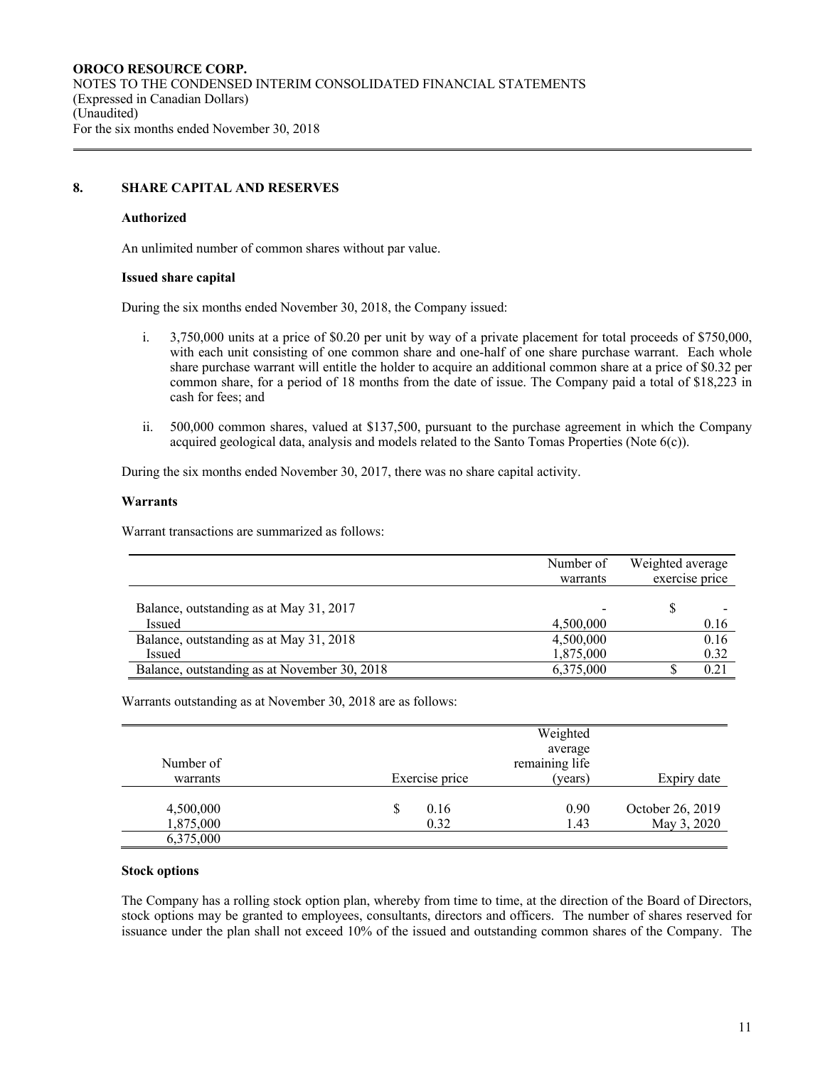## 8. SHARE CAPITAL AND RESERVES

### Authorized

An unlimited number of common shares without par value.

### Issued share capital

During the six months ended November 30, 2018, the Company issued:

i. 3,750,000 units at a price of $0.20 per unit by way of a private placement for total proceeds of $750,000, with each unit consisting of one common share and one-half of one share purchase warrant. Each whole share purchase warrant will entitle the holder to acquire an additional common share at a price of $0.32 per common share, for a period of 18 months from the date of issue. The Company paid a total of $18,223 in cash for fees; and

ii. 500,000 common shares, valued at $137,500, pursuant to the purchase agreement in which the Company acquired geological data, analysis and models related to the Santo Tomas Properties (Note 6(c)).

During the six months ended November 30, 2017, there was no share capital activity.

### Warrants

Warrant transactions are summarized as follows:

| | Number of warrants | Weighted average exercise price |
|---|---|---|
| Balance, outstanding as at May 31, 2017 | - | $ - |
| Issued | 4,500,000 | 0.16 |
| Balance, outstanding as at May 31, 2018 | 4,500,000 | 0.16 |
| Issued | 1,875,000 | 0.32 |
| Balance, outstanding as at November 30, 2018 | 6,375,000 | $ 0.21 |

Warrants outstanding as at November 30, 2018 are as follows:

| Number of warrants | Exercise price | Weighted average remaining life (years) | Expiry date |
|---|---|---|---|
| 4,500,000 | $ 0.16 | 0.90 | October 26, 2019 |
| 1,875,000 | 0.32 | 1.43 | May 3, 2020 |
| 6,375,000 | | | |

### Stock options

The Company has a rolling stock option plan, whereby from time to time, at the direction of the Board of Directors, stock options may be granted to employees, consultants, directors and officers. The number of shares reserved for issuance under the plan shall not exceed 10% of the issued and outstanding common shares of the Company. The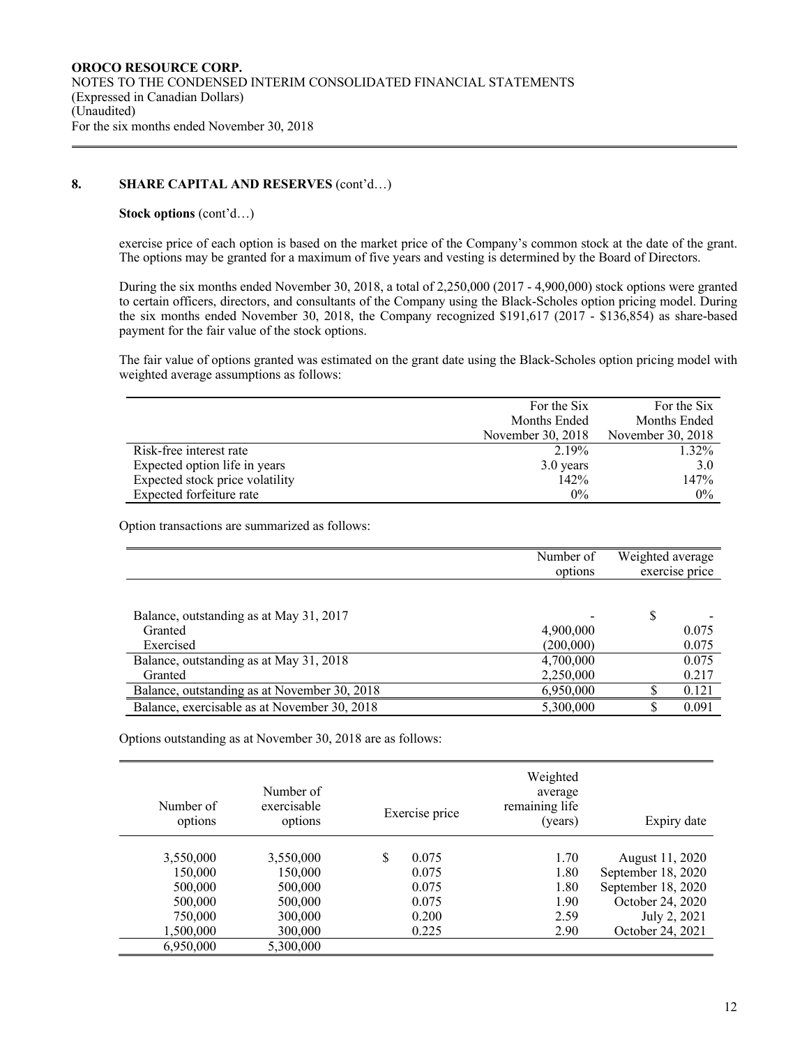**OROCO RESOURCE CORP.**
NOTES TO THE CONDENSED INTERIM CONSOLIDATED FINANCIAL STATEMENTS
(Expressed in Canadian Dollars)
(Unaudited)
For the six months ended November 30, 2018

## 8. SHARE CAPITAL AND RESERVES (cont'd…)

**Stock options** (cont'd…)

exercise price of each option is based on the market price of the Company's common stock at the date of the grant. The options may be granted for a maximum of five years and vesting is determined by the Board of Directors.

During the six months ended November 30, 2018, a total of 2,250,000 (2017 - 4,900,000) stock options were granted to certain officers, directors, and consultants of the Company using the Black-Scholes option pricing model. During the six months ended November 30, 2018, the Company recognized $191,617 (2017 - $136,854) as share-based payment for the fair value of the stock options.

The fair value of options granted was estimated on the grant date using the Black-Scholes option pricing model with weighted average assumptions as follows:

| | For the Six Months Ended November 30, 2018 | For the Six Months Ended November 30, 2018 |
|---|---|---|
| Risk-free interest rate | 2.19% | 1.32% |
| Expected option life in years | 3.0 years | 3.0 |
| Expected stock price volatility | 142% | 147% |
| Expected forfeiture rate | 0% | 0% |

Option transactions are summarized as follows:

| | Number of options | Weighted average exercise price |
|---|---|---|
| Balance, outstanding as at May 31, 2017 | - | $ - |
| Granted | 4,900,000 | 0.075 |
| Exercised | (200,000) | 0.075 |
| Balance, outstanding as at May 31, 2018 | 4,700,000 | 0.075 |
| Granted | 2,250,000 | 0.217 |
| Balance, outstanding as at November 30, 2018 | 6,950,000 | $ 0.121 |
| Balance, exercisable as at November 30, 2018 | 5,300,000 | $ 0.091 |

Options outstanding as at November 30, 2018 are as follows:

| Number of options | Number of exercisable options | Exercise price | Weighted average remaining life (years) | Expiry date |
|---|---|---|---|---|
| 3,550,000 | 3,550,000 | $ 0.075 | 1.70 | August 11, 2020 |
| 150,000 | 150,000 | 0.075 | 1.80 | September 18, 2020 |
| 500,000 | 500,000 | 0.075 | 1.80 | September 18, 2020 |
| 500,000 | 500,000 | 0.075 | 1.90 | October 24, 2020 |
| 750,000 | 300,000 | 0.200 | 2.59 | July 2, 2021 |
| 1,500,000 | 300,000 | 0.225 | 2.90 | October 24, 2021 |
| 6,950,000 | 5,300,000 | | | |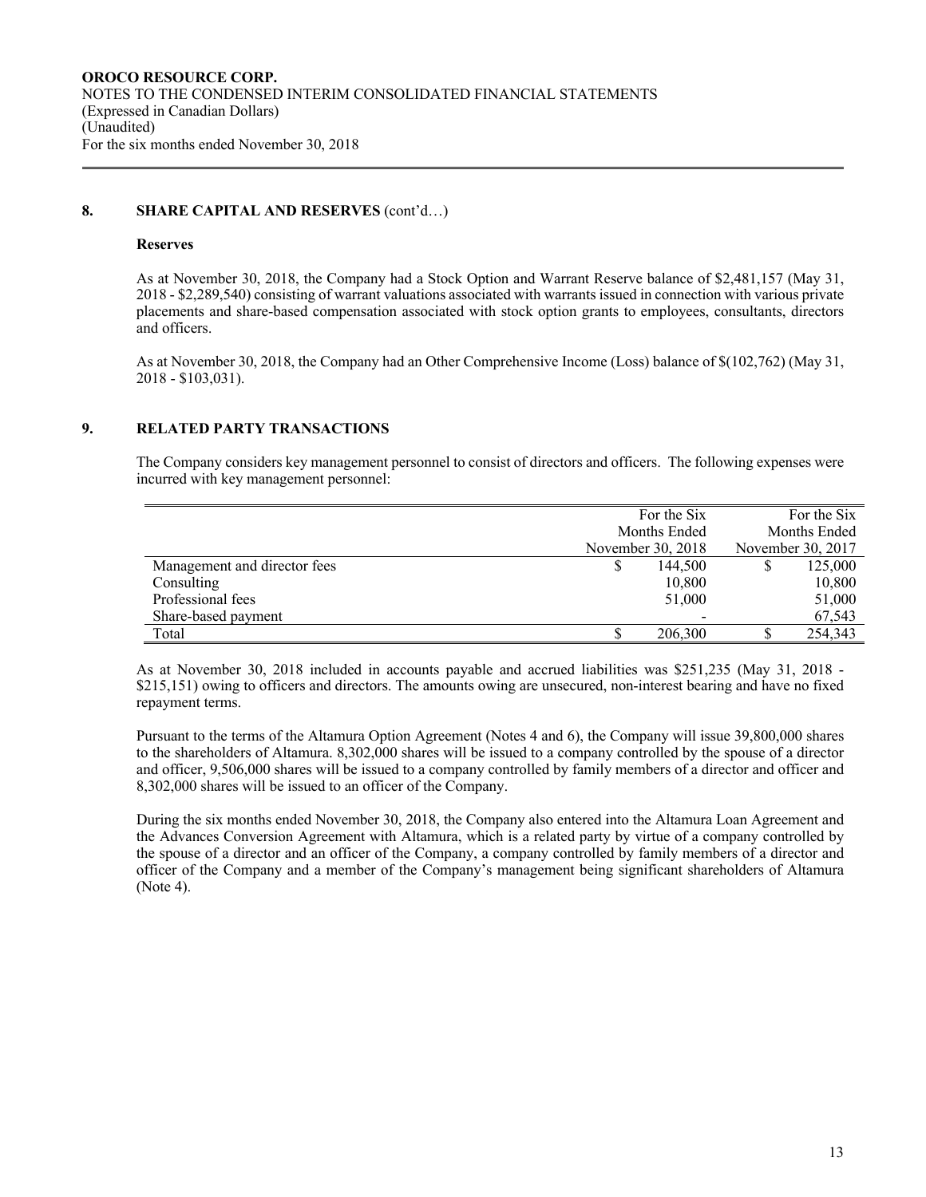## 8. SHARE CAPITAL AND RESERVES (cont'd…)

### Reserves

As at November 30, 2018, the Company had a Stock Option and Warrant Reserve balance of $2,481,157 (May 31, 2018 - $2,289,540) consisting of warrant valuations associated with warrants issued in connection with various private placements and share-based compensation associated with stock option grants to employees, consultants, directors and officers.

As at November 30, 2018, the Company had an Other Comprehensive Income (Loss) balance of $(102,762) (May 31, 2018 - $103,031).

## 9. RELATED PARTY TRANSACTIONS

The Company considers key management personnel to consist of directors and officers. The following expenses were incurred with key management personnel:

| | For the Six Months Ended November 30, 2018 | For the Six Months Ended November 30, 2017 |
|---|---|---|
| Management and director fees | $ 144,500 | $ 125,000 |
| Consulting | 10,800 | 10,800 |
| Professional fees | 51,000 | 51,000 |
| Share-based payment | - | 67,543 |
| Total | $ 206,300 | $ 254,343 |

As at November 30, 2018 included in accounts payable and accrued liabilities was $251,235 (May 31, 2018 - $215,151) owing to officers and directors. The amounts owing are unsecured, non-interest bearing and have no fixed repayment terms.

Pursuant to the terms of the Altamura Option Agreement (Notes 4 and 6), the Company will issue 39,800,000 shares to the shareholders of Altamura. 8,302,000 shares will be issued to a company controlled by the spouse of a director and officer, 9,506,000 shares will be issued to a company controlled by family members of a director and officer and 8,302,000 shares will be issued to an officer of the Company.

During the six months ended November 30, 2018, the Company also entered into the Altamura Loan Agreement and the Advances Conversion Agreement with Altamura, which is a related party by virtue of a company controlled by the spouse of a director and an officer of the Company, a company controlled by family members of a director and officer of the Company and a member of the Company's management being significant shareholders of Altamura (Note 4).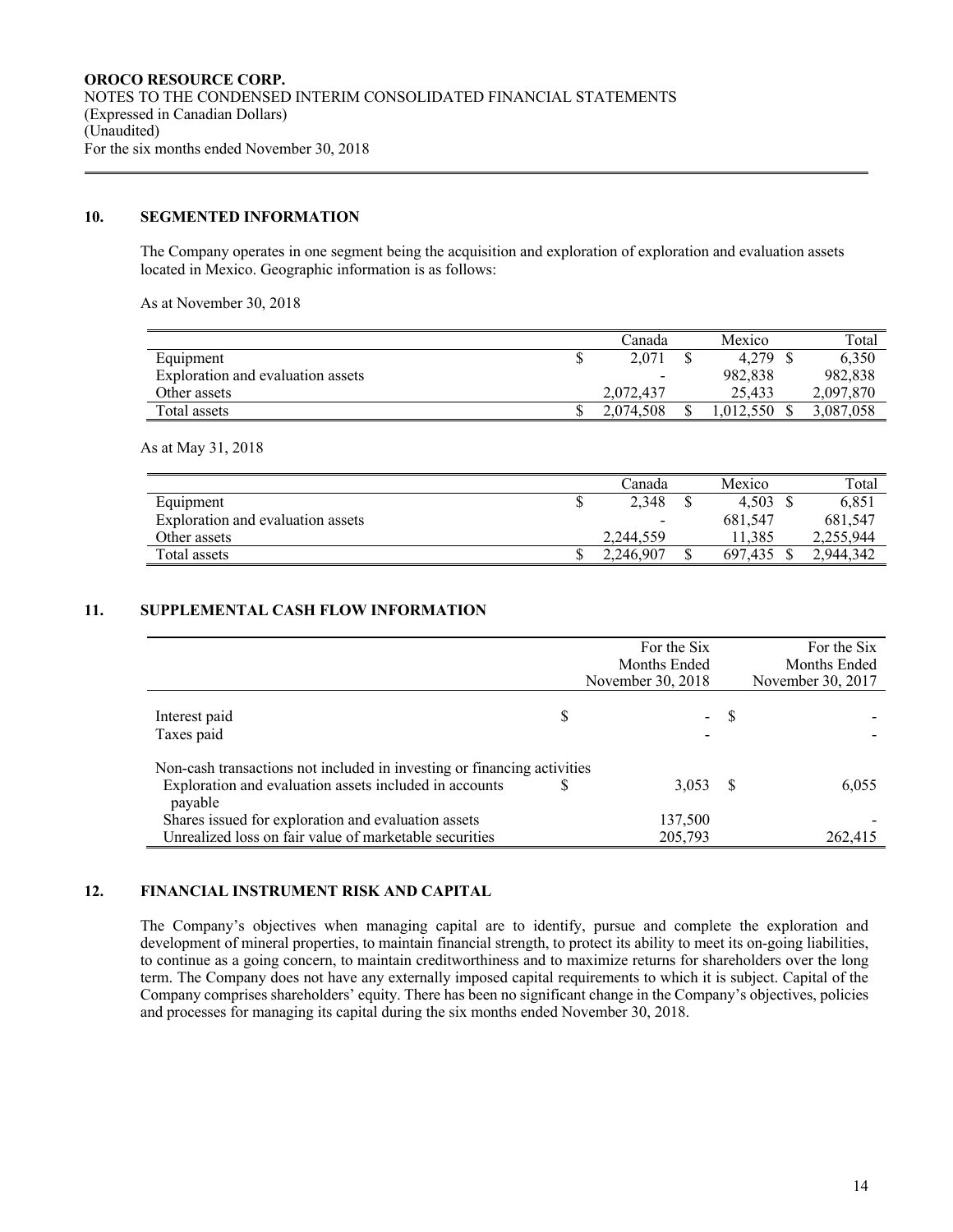**OROCO RESOURCE CORP.**
NOTES TO THE CONDENSED INTERIM CONSOLIDATED FINANCIAL STATEMENTS
(Expressed in Canadian Dollars)
(Unaudited)
For the six months ended November 30, 2018

## 10. SEGMENTED INFORMATION

The Company operates in one segment being the acquisition and exploration of exploration and evaluation assets located in Mexico. Geographic information is as follows:

As at November 30, 2018

| | Canada | Mexico | Total |
|---|---|---|---|
| Equipment | $ 2,071 | $ 4,279 | $ 6,350 |
| Exploration and evaluation assets | - | 982,838 | 982,838 |
| Other assets | 2,072,437 | 25,433 | 2,097,870 |
| Total assets | $ 2,074,508 | $ 1,012,550 | $ 3,087,058 |

As at May 31, 2018

| | Canada | Mexico | Total |
|---|---|---|---|
| Equipment | $ 2,348 | $ 4,503 | $ 6,851 |
| Exploration and evaluation assets | - | 681,547 | 681,547 |
| Other assets | 2,244,559 | 11,385 | 2,255,944 |
| Total assets | $ 2,246,907 | $ 697,435 | $ 2,944,342 |

## 11. SUPPLEMENTAL CASH FLOW INFORMATION

| | For the Six Months Ended November 30, 2018 | For the Six Months Ended November 30, 2017 |
|---|---|---|
| Interest paid | $ - | $ - |
| Taxes paid | - | - |
| Non-cash transactions not included in investing or financing activities | | |
| Exploration and evaluation assets included in accounts payable | $ 3,053 | $ 6,055 |
| Shares issued for exploration and evaluation assets | 137,500 | - |
| Unrealized loss on fair value of marketable securities | 205,793 | 262,415 |

## 12. FINANCIAL INSTRUMENT RISK AND CAPITAL

The Company's objectives when managing capital are to identify, pursue and complete the exploration and development of mineral properties, to maintain financial strength, to protect its ability to meet its on-going liabilities, to continue as a going concern, to maintain creditworthiness and to maximize returns for shareholders over the long term. The Company does not have any externally imposed capital requirements to which it is subject. Capital of the Company comprises shareholders' equity. There has been no significant change in the Company's objectives, policies and processes for managing its capital during the six months ended November 30, 2018.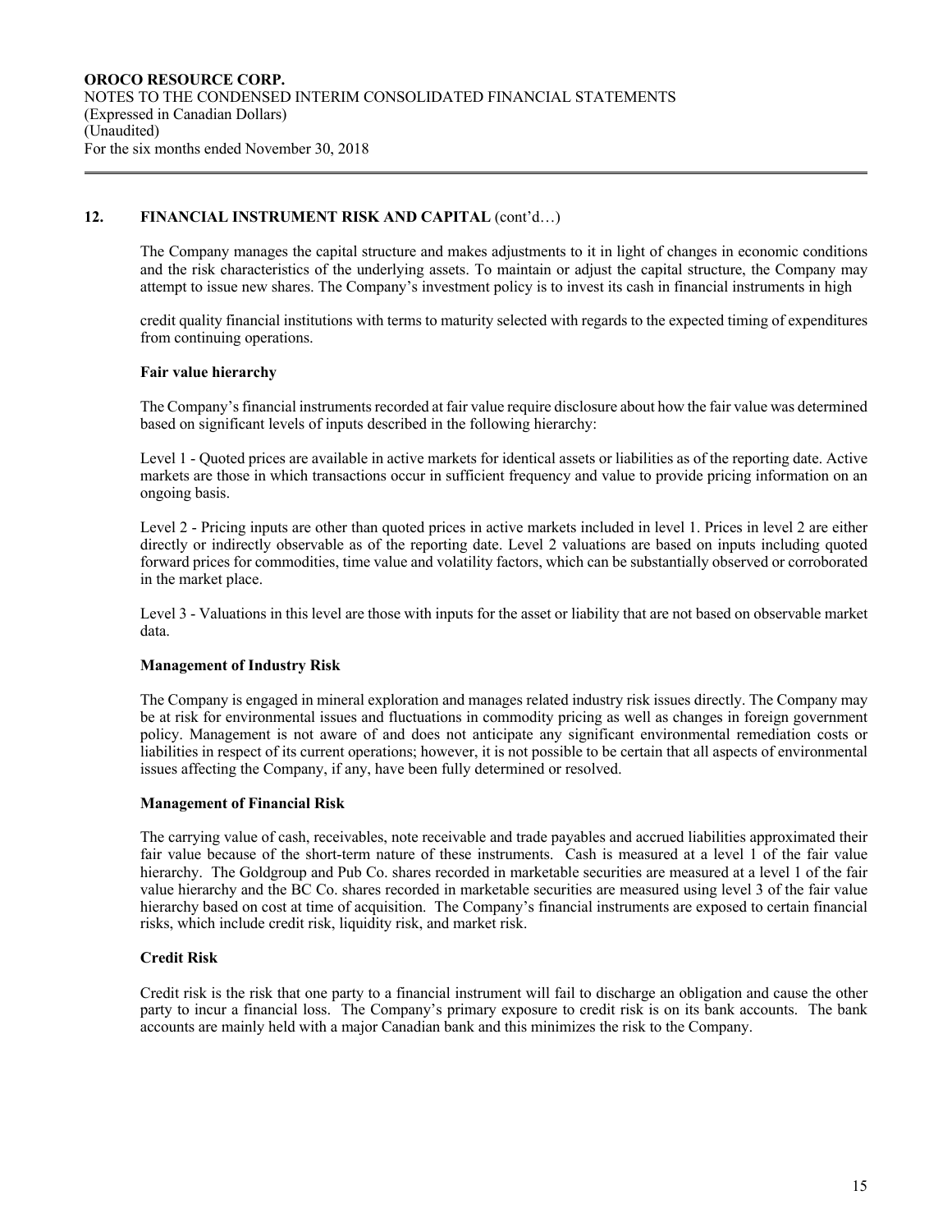## 12. FINANCIAL INSTRUMENT RISK AND CAPITAL (cont'd…)

The Company manages the capital structure and makes adjustments to it in light of changes in economic conditions and the risk characteristics of the underlying assets. To maintain or adjust the capital structure, the Company may attempt to issue new shares. The Company's investment policy is to invest its cash in financial instruments in high

credit quality financial institutions with terms to maturity selected with regards to the expected timing of expenditures from continuing operations.

### Fair value hierarchy

The Company's financial instruments recorded at fair value require disclosure about how the fair value was determined based on significant levels of inputs described in the following hierarchy:

Level 1 - Quoted prices are available in active markets for identical assets or liabilities as of the reporting date. Active markets are those in which transactions occur in sufficient frequency and value to provide pricing information on an ongoing basis.

Level 2 - Pricing inputs are other than quoted prices in active markets included in level 1. Prices in level 2 are either directly or indirectly observable as of the reporting date. Level 2 valuations are based on inputs including quoted forward prices for commodities, time value and volatility factors, which can be substantially observed or corroborated in the market place.

Level 3 - Valuations in this level are those with inputs for the asset or liability that are not based on observable market data.

### Management of Industry Risk

The Company is engaged in mineral exploration and manages related industry risk issues directly. The Company may be at risk for environmental issues and fluctuations in commodity pricing as well as changes in foreign government policy. Management is not aware of and does not anticipate any significant environmental remediation costs or liabilities in respect of its current operations; however, it is not possible to be certain that all aspects of environmental issues affecting the Company, if any, have been fully determined or resolved.

### Management of Financial Risk

The carrying value of cash, receivables, note receivable and trade payables and accrued liabilities approximated their fair value because of the short-term nature of these instruments. Cash is measured at a level 1 of the fair value hierarchy. The Goldgroup and Pub Co. shares recorded in marketable securities are measured at a level 1 of the fair value hierarchy and the BC Co. shares recorded in marketable securities are measured using level 3 of the fair value hierarchy based on cost at time of acquisition. The Company's financial instruments are exposed to certain financial risks, which include credit risk, liquidity risk, and market risk.

### Credit Risk

Credit risk is the risk that one party to a financial instrument will fail to discharge an obligation and cause the other party to incur a financial loss. The Company's primary exposure to credit risk is on its bank accounts. The bank accounts are mainly held with a major Canadian bank and this minimizes the risk to the Company.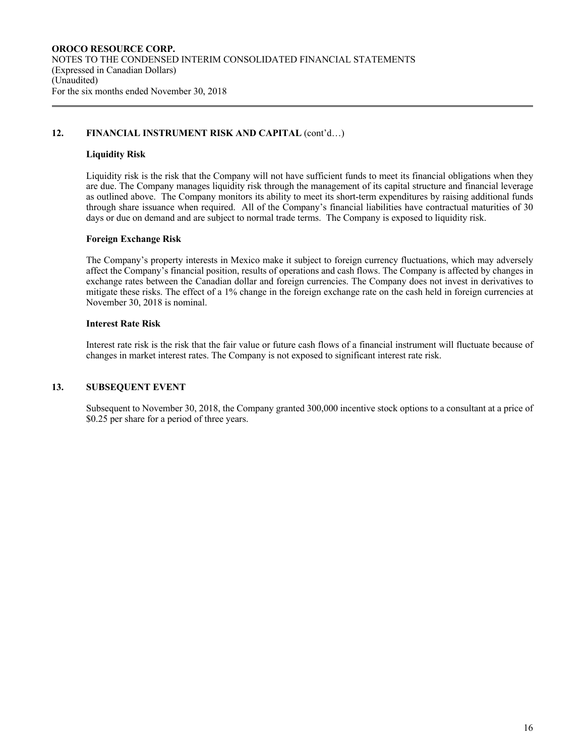## 12. FINANCIAL INSTRUMENT RISK AND CAPITAL (cont'd…)

### Liquidity Risk

Liquidity risk is the risk that the Company will not have sufficient funds to meet its financial obligations when they are due. The Company manages liquidity risk through the management of its capital structure and financial leverage as outlined above. The Company monitors its ability to meet its short-term expenditures by raising additional funds through share issuance when required. All of the Company's financial liabilities have contractual maturities of 30 days or due on demand and are subject to normal trade terms. The Company is exposed to liquidity risk.

### Foreign Exchange Risk

The Company's property interests in Mexico make it subject to foreign currency fluctuations, which may adversely affect the Company's financial position, results of operations and cash flows. The Company is affected by changes in exchange rates between the Canadian dollar and foreign currencies. The Company does not invest in derivatives to mitigate these risks. The effect of a 1% change in the foreign exchange rate on the cash held in foreign currencies at November 30, 2018 is nominal.

### Interest Rate Risk

Interest rate risk is the risk that the fair value or future cash flows of a financial instrument will fluctuate because of changes in market interest rates. The Company is not exposed to significant interest rate risk.

## 13. SUBSEQUENT EVENT

Subsequent to November 30, 2018, the Company granted 300,000 incentive stock options to a consultant at a price of $0.25 per share for a period of three years.